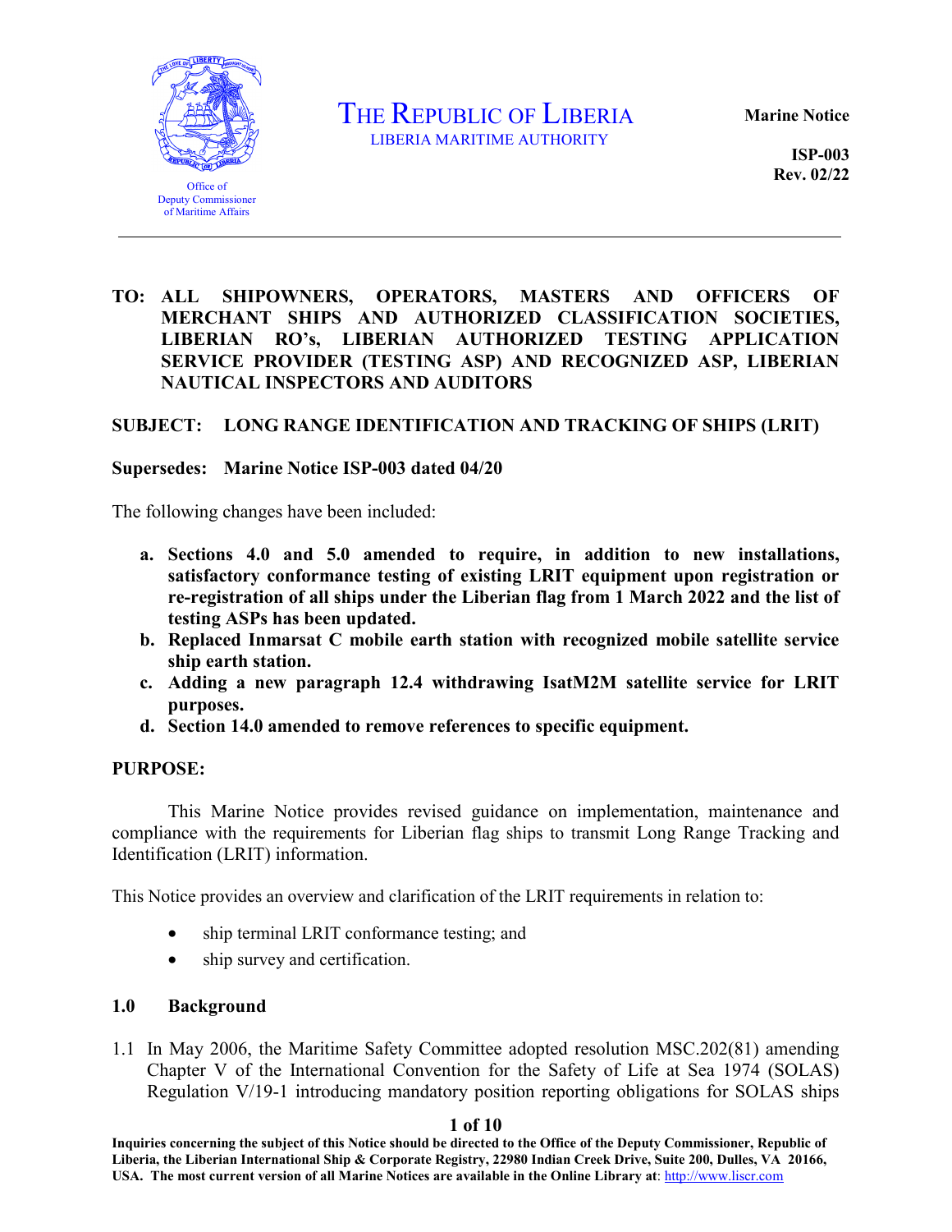Office of Deputy Commissioner of Maritime Affairs

# THE REPUBLIC OF LIBERIA

LIBERIA MARITIME AUTHORITY

**Marine Notice**

**ISP-003**
**Rev. 02/22**

---

**TO: ALL SHIPOWNERS, OPERATORS, MASTERS AND OFFICERS OF MERCHANT SHIPS AND AUTHORIZED CLASSIFICATION SOCIETIES, LIBERIAN RO's, LIBERIAN AUTHORIZED TESTING APPLICATION SERVICE PROVIDER (TESTING ASP) AND RECOGNIZED ASP, LIBERIAN NAUTICAL INSPECTORS AND AUDITORS**

**SUBJECT: LONG RANGE IDENTIFICATION AND TRACKING OF SHIPS (LRIT)**

**Supersedes: Marine Notice ISP-003 dated 04/20**

The following changes have been included:

a. **Sections 4.0 and 5.0 amended to require, in addition to new installations, satisfactory conformance testing of existing LRIT equipment upon registration or re-registration of all ships under the Liberian flag from 1 March 2022 and the list of testing ASPs has been updated.**
b. **Replaced Inmarsat C mobile earth station with recognized mobile satellite service ship earth station.**
c. **Adding a new paragraph 12.4 withdrawing IsatM2M satellite service for LRIT purposes.**
d. **Section 14.0 amended to remove references to specific equipment.**

**PURPOSE:**

This Marine Notice provides revised guidance on implementation, maintenance and compliance with the requirements for Liberian flag ships to transmit Long Range Tracking and Identification (LRIT) information.

This Notice provides an overview and clarification of the LRIT requirements in relation to:

- ship terminal LRIT conformance testing; and
- ship survey and certification.

## 1.0 Background

1.1 In May 2006, the Maritime Safety Committee adopted resolution MSC.202(81) amending Chapter V of the International Convention for the Safety of Life at Sea 1974 (SOLAS) Regulation V/19-1 introducing mandatory position reporting obligations for SOLAS ships

**Inquiries concerning the subject of this Notice should be directed to the Office of the Deputy Commissioner, Republic of Liberia, the Liberian International Ship & Corporate Registry, 22980 Indian Creek Drive, Suite 200, Dulles, VA 20166, USA. The most current version of all Marine Notices are available in the Online Library at**: http://www.liscr.com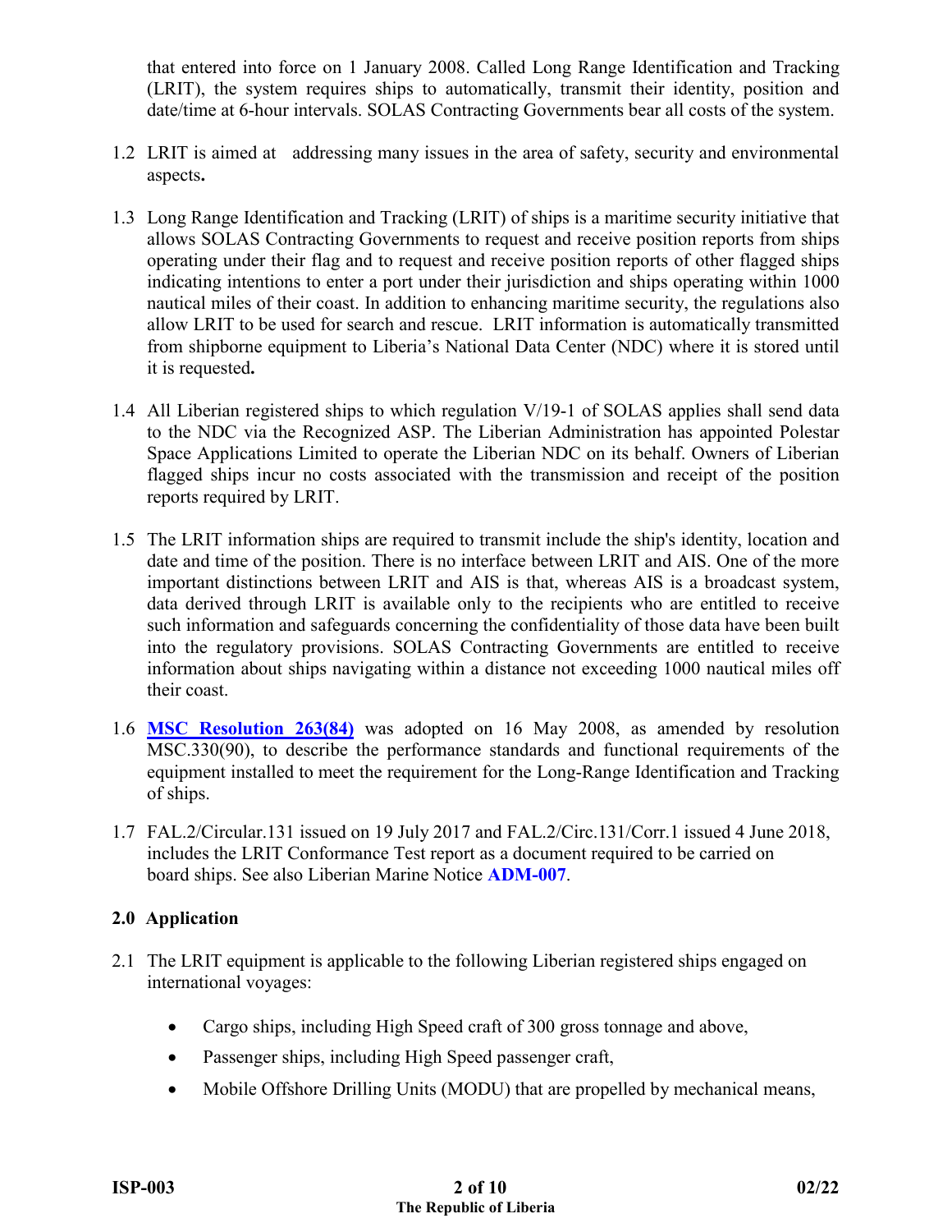that entered into force on 1 January 2008. Called Long Range Identification and Tracking (LRIT), the system requires ships to automatically, transmit their identity, position and date/time at 6-hour intervals. SOLAS Contracting Governments bear all costs of the system.

1.2 LRIT is aimed at addressing many issues in the area of safety, security and environmental aspects**.**

1.3 Long Range Identification and Tracking (LRIT) of ships is a maritime security initiative that allows SOLAS Contracting Governments to request and receive position reports from ships operating under their flag and to request and receive position reports of other flagged ships indicating intentions to enter a port under their jurisdiction and ships operating within 1000 nautical miles of their coast. In addition to enhancing maritime security, the regulations also allow LRIT to be used for search and rescue. LRIT information is automatically transmitted from shipborne equipment to Liberia's National Data Center (NDC) where it is stored until it is requested**.**

1.4 All Liberian registered ships to which regulation V/19-1 of SOLAS applies shall send data to the NDC via the Recognized ASP. The Liberian Administration has appointed Polestar Space Applications Limited to operate the Liberian NDC on its behalf. Owners of Liberian flagged ships incur no costs associated with the transmission and receipt of the position reports required by LRIT.

1.5 The LRIT information ships are required to transmit include the ship's identity, location and date and time of the position. There is no interface between LRIT and AIS. One of the more important distinctions between LRIT and AIS is that, whereas AIS is a broadcast system, data derived through LRIT is available only to the recipients who are entitled to receive such information and safeguards concerning the confidentiality of those data have been built into the regulatory provisions. SOLAS Contracting Governments are entitled to receive information about ships navigating within a distance not exceeding 1000 nautical miles off their coast.

1.6 **MSC Resolution 263(84)** was adopted on 16 May 2008, as amended by resolution MSC.330(90), to describe the performance standards and functional requirements of the equipment installed to meet the requirement for the Long-Range Identification and Tracking of ships.

1.7 FAL.2/Circular.131 issued on 19 July 2017 and FAL.2/Circ.131/Corr.1 issued 4 June 2018, includes the LRIT Conformance Test report as a document required to be carried on board ships. See also Liberian Marine Notice **ADM-007**.

## 2.0 Application

2.1 The LRIT equipment is applicable to the following Liberian registered ships engaged on international voyages:

- Cargo ships, including High Speed craft of 300 gross tonnage and above,
- Passenger ships, including High Speed passenger craft,
- Mobile Offshore Drilling Units (MODU) that are propelled by mechanical means,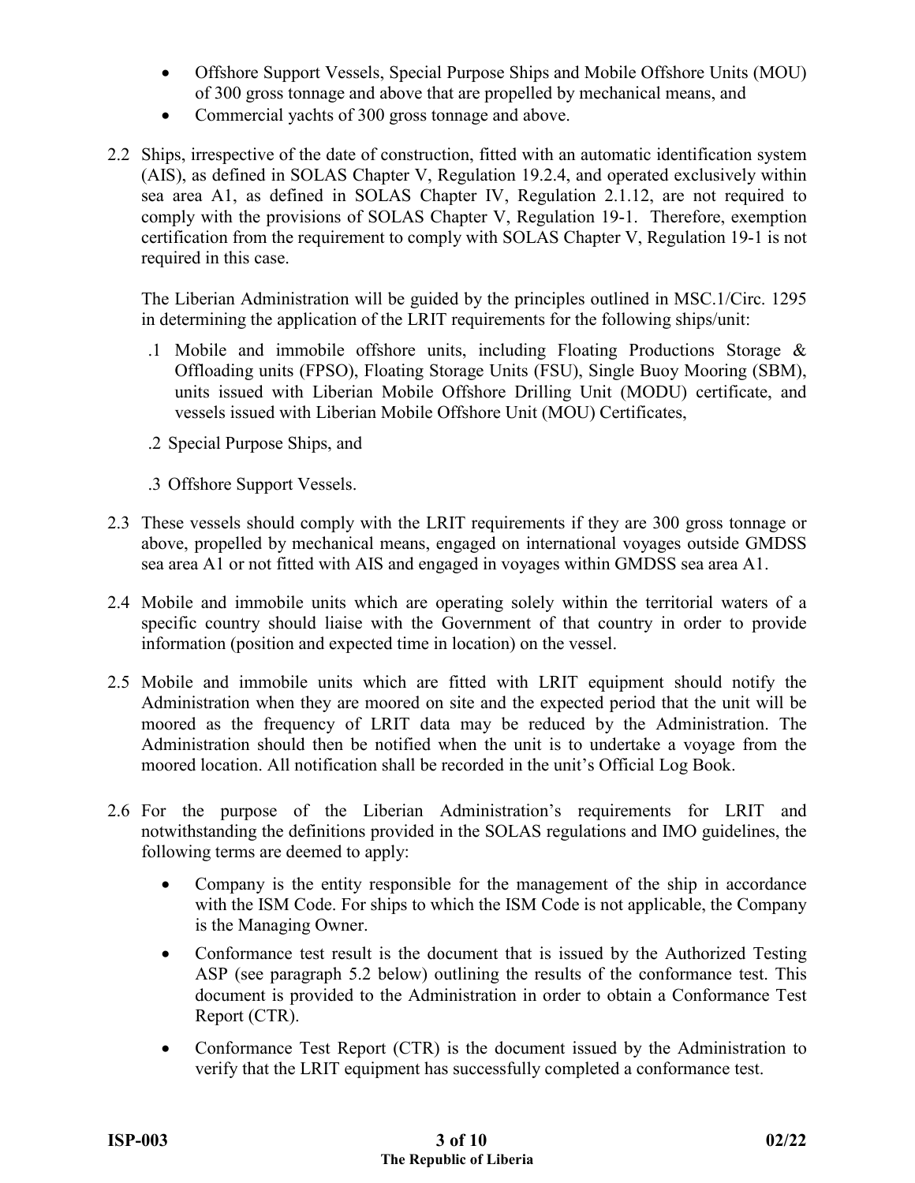- Offshore Support Vessels, Special Purpose Ships and Mobile Offshore Units (MOU) of 300 gross tonnage and above that are propelled by mechanical means, and
- Commercial yachts of 300 gross tonnage and above.

2.2 Ships, irrespective of the date of construction, fitted with an automatic identification system (AIS), as defined in SOLAS Chapter V, Regulation 19.2.4, and operated exclusively within sea area A1, as defined in SOLAS Chapter IV, Regulation 2.1.12, are not required to comply with the provisions of SOLAS Chapter V, Regulation 19-1. Therefore, exemption certification from the requirement to comply with SOLAS Chapter V, Regulation 19-1 is not required in this case.

The Liberian Administration will be guided by the principles outlined in MSC.1/Circ. 1295 in determining the application of the LRIT requirements for the following ships/unit:

.1 Mobile and immobile offshore units, including Floating Productions Storage & Offloading units (FPSO), Floating Storage Units (FSU), Single Buoy Mooring (SBM), units issued with Liberian Mobile Offshore Drilling Unit (MODU) certificate, and vessels issued with Liberian Mobile Offshore Unit (MOU) Certificates,

.2 Special Purpose Ships, and

.3 Offshore Support Vessels.

2.3 These vessels should comply with the LRIT requirements if they are 300 gross tonnage or above, propelled by mechanical means, engaged on international voyages outside GMDSS sea area A1 or not fitted with AIS and engaged in voyages within GMDSS sea area A1.

2.4 Mobile and immobile units which are operating solely within the territorial waters of a specific country should liaise with the Government of that country in order to provide information (position and expected time in location) on the vessel.

2.5 Mobile and immobile units which are fitted with LRIT equipment should notify the Administration when they are moored on site and the expected period that the unit will be moored as the frequency of LRIT data may be reduced by the Administration. The Administration should then be notified when the unit is to undertake a voyage from the moored location. All notification shall be recorded in the unit's Official Log Book.

2.6 For the purpose of the Liberian Administration's requirements for LRIT and notwithstanding the definitions provided in the SOLAS regulations and IMO guidelines, the following terms are deemed to apply:

- Company is the entity responsible for the management of the ship in accordance with the ISM Code. For ships to which the ISM Code is not applicable, the Company is the Managing Owner.
- Conformance test result is the document that is issued by the Authorized Testing ASP (see paragraph 5.2 below) outlining the results of the conformance test. This document is provided to the Administration in order to obtain a Conformance Test Report (CTR).
- Conformance Test Report (CTR) is the document issued by the Administration to verify that the LRIT equipment has successfully completed a conformance test.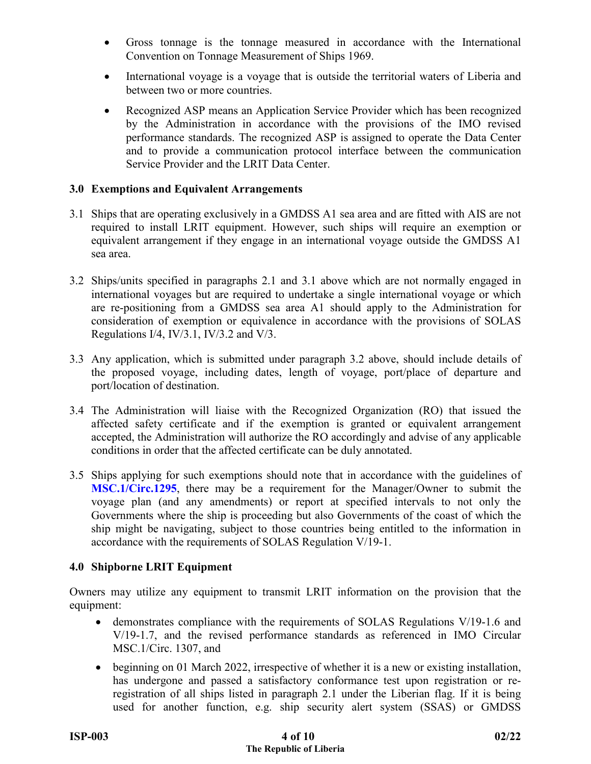- Gross tonnage is the tonnage measured in accordance with the International Convention on Tonnage Measurement of Ships 1969.
- International voyage is a voyage that is outside the territorial waters of Liberia and between two or more countries.
- Recognized ASP means an Application Service Provider which has been recognized by the Administration in accordance with the provisions of the IMO revised performance standards. The recognized ASP is assigned to operate the Data Center and to provide a communication protocol interface between the communication Service Provider and the LRIT Data Center.

## 3.0 Exemptions and Equivalent Arrangements

3.1 Ships that are operating exclusively in a GMDSS A1 sea area and are fitted with AIS are not required to install LRIT equipment. However, such ships will require an exemption or equivalent arrangement if they engage in an international voyage outside the GMDSS A1 sea area.

3.2 Ships/units specified in paragraphs 2.1 and 3.1 above which are not normally engaged in international voyages but are required to undertake a single international voyage or which are re-positioning from a GMDSS sea area A1 should apply to the Administration for consideration of exemption or equivalence in accordance with the provisions of SOLAS Regulations I/4, IV/3.1, IV/3.2 and V/3.

3.3 Any application, which is submitted under paragraph 3.2 above, should include details of the proposed voyage, including dates, length of voyage, port/place of departure and port/location of destination.

3.4 The Administration will liaise with the Recognized Organization (RO) that issued the affected safety certificate and if the exemption is granted or equivalent arrangement accepted, the Administration will authorize the RO accordingly and advise of any applicable conditions in order that the affected certificate can be duly annotated.

3.5 Ships applying for such exemptions should note that in accordance with the guidelines of **MSC.1/Circ.1295**, there may be a requirement for the Manager/Owner to submit the voyage plan (and any amendments) or report at specified intervals to not only the Governments where the ship is proceeding but also Governments of the coast of which the ship might be navigating, subject to those countries being entitled to the information in accordance with the requirements of SOLAS Regulation V/19-1.

## 4.0 Shipborne LRIT Equipment

Owners may utilize any equipment to transmit LRIT information on the provision that the equipment:

- demonstrates compliance with the requirements of SOLAS Regulations V/19-1.6 and V/19-1.7, and the revised performance standards as referenced in IMO Circular MSC.1/Circ. 1307, and
- beginning on 01 March 2022, irrespective of whether it is a new or existing installation, has undergone and passed a satisfactory conformance test upon registration or re-registration of all ships listed in paragraph 2.1 under the Liberian flag. If it is being used for another function, e.g. ship security alert system (SSAS) or GMDSS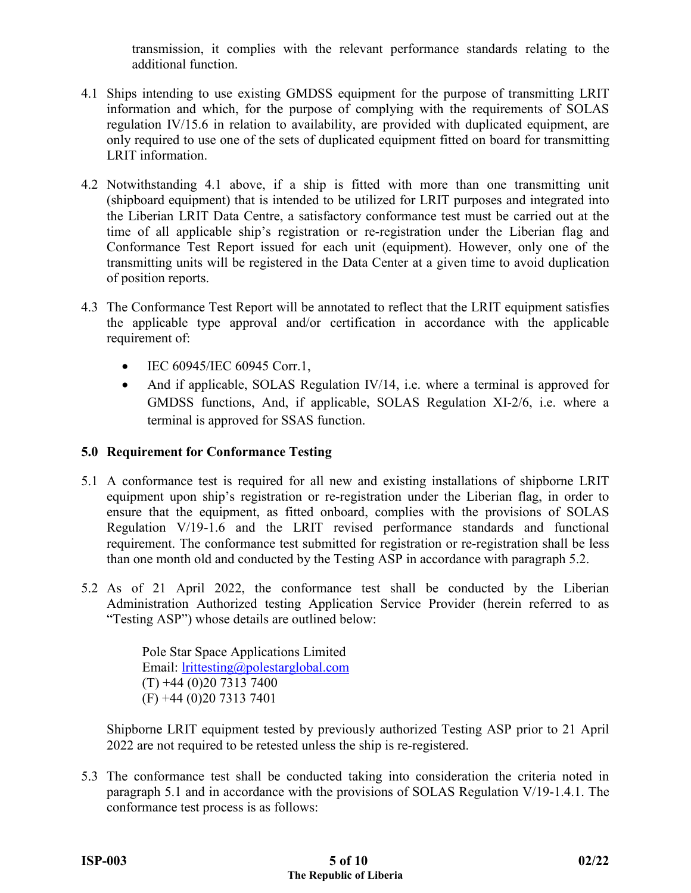transmission, it complies with the relevant performance standards relating to the additional function.

4.1 Ships intending to use existing GMDSS equipment for the purpose of transmitting LRIT information and which, for the purpose of complying with the requirements of SOLAS regulation IV/15.6 in relation to availability, are provided with duplicated equipment, are only required to use one of the sets of duplicated equipment fitted on board for transmitting LRIT information.

4.2 Notwithstanding 4.1 above, if a ship is fitted with more than one transmitting unit (shipboard equipment) that is intended to be utilized for LRIT purposes and integrated into the Liberian LRIT Data Centre, a satisfactory conformance test must be carried out at the time of all applicable ship's registration or re-registration under the Liberian flag and Conformance Test Report issued for each unit (equipment). However, only one of the transmitting units will be registered in the Data Center at a given time to avoid duplication of position reports.

4.3 The Conformance Test Report will be annotated to reflect that the LRIT equipment satisfies the applicable type approval and/or certification in accordance with the applicable requirement of:

- IEC 60945/IEC 60945 Corr.1,
- And if applicable, SOLAS Regulation IV/14, i.e. where a terminal is approved for GMDSS functions, And, if applicable, SOLAS Regulation XI-2/6, i.e. where a terminal is approved for SSAS function.

## 5.0 Requirement for Conformance Testing

5.1 A conformance test is required for all new and existing installations of shipborne LRIT equipment upon ship's registration or re-registration under the Liberian flag, in order to ensure that the equipment, as fitted onboard, complies with the provisions of SOLAS Regulation V/19-1.6 and the LRIT revised performance standards and functional requirement. The conformance test submitted for registration or re-registration shall be less than one month old and conducted by the Testing ASP in accordance with paragraph 5.2.

5.2 As of 21 April 2022, the conformance test shall be conducted by the Liberian Administration Authorized testing Application Service Provider (herein referred to as "Testing ASP") whose details are outlined below:

Pole Star Space Applications Limited  
Email: lrittesting@polestarglobal.com  
(T) +44 (0)20 7313 7400  
(F) +44 (0)20 7313 7401

Shipborne LRIT equipment tested by previously authorized Testing ASP prior to 21 April 2022 are not required to be retested unless the ship is re-registered.

5.3 The conformance test shall be conducted taking into consideration the criteria noted in paragraph 5.1 and in accordance with the provisions of SOLAS Regulation V/19-1.4.1. The conformance test process is as follows: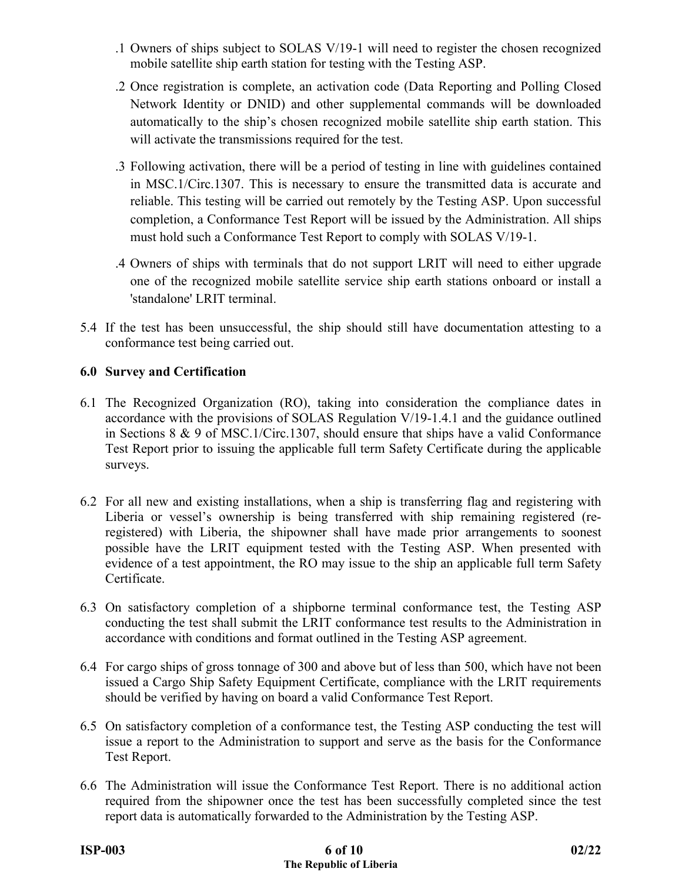.1 Owners of ships subject to SOLAS V/19-1 will need to register the chosen recognized mobile satellite ship earth station for testing with the Testing ASP.

.2 Once registration is complete, an activation code (Data Reporting and Polling Closed Network Identity or DNID) and other supplemental commands will be downloaded automatically to the ship's chosen recognized mobile satellite ship earth station. This will activate the transmissions required for the test.

.3 Following activation, there will be a period of testing in line with guidelines contained in MSC.1/Circ.1307. This is necessary to ensure the transmitted data is accurate and reliable. This testing will be carried out remotely by the Testing ASP. Upon successful completion, a Conformance Test Report will be issued by the Administration. All ships must hold such a Conformance Test Report to comply with SOLAS V/19-1.

.4 Owners of ships with terminals that do not support LRIT will need to either upgrade one of the recognized mobile satellite service ship earth stations onboard or install a 'standalone' LRIT terminal.

5.4 If the test has been unsuccessful, the ship should still have documentation attesting to a conformance test being carried out.

## 6.0 Survey and Certification

6.1 The Recognized Organization (RO), taking into consideration the compliance dates in accordance with the provisions of SOLAS Regulation V/19-1.4.1 and the guidance outlined in Sections 8 & 9 of MSC.1/Circ.1307, should ensure that ships have a valid Conformance Test Report prior to issuing the applicable full term Safety Certificate during the applicable surveys.

6.2 For all new and existing installations, when a ship is transferring flag and registering with Liberia or vessel's ownership is being transferred with ship remaining registered (re-registered) with Liberia, the shipowner shall have made prior arrangements to soonest possible have the LRIT equipment tested with the Testing ASP. When presented with evidence of a test appointment, the RO may issue to the ship an applicable full term Safety Certificate.

6.3 On satisfactory completion of a shipborne terminal conformance test, the Testing ASP conducting the test shall submit the LRIT conformance test results to the Administration in accordance with conditions and format outlined in the Testing ASP agreement.

6.4 For cargo ships of gross tonnage of 300 and above but of less than 500, which have not been issued a Cargo Ship Safety Equipment Certificate, compliance with the LRIT requirements should be verified by having on board a valid Conformance Test Report.

6.5 On satisfactory completion of a conformance test, the Testing ASP conducting the test will issue a report to the Administration to support and serve as the basis for the Conformance Test Report.

6.6 The Administration will issue the Conformance Test Report. There is no additional action required from the shipowner once the test has been successfully completed since the test report data is automatically forwarded to the Administration by the Testing ASP.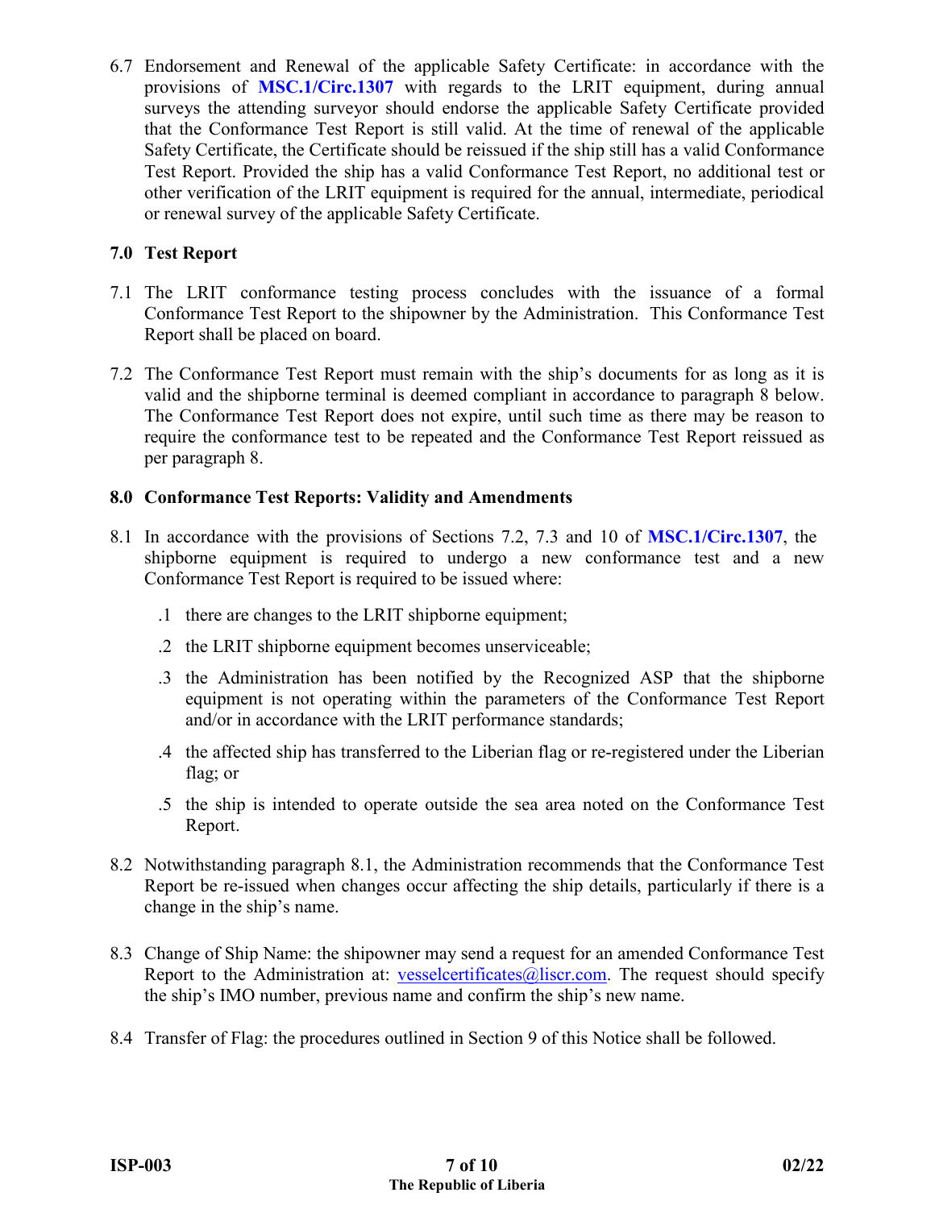6.7 Endorsement and Renewal of the applicable Safety Certificate: in accordance with the provisions of **MSC.1/Circ.1307** with regards to the LRIT equipment, during annual surveys the attending surveyor should endorse the applicable Safety Certificate provided that the Conformance Test Report is still valid. At the time of renewal of the applicable Safety Certificate, the Certificate should be reissued if the ship still has a valid Conformance Test Report. Provided the ship has a valid Conformance Test Report, no additional test or other verification of the LRIT equipment is required for the annual, intermediate, periodical or renewal survey of the applicable Safety Certificate.

## 7.0 Test Report

7.1 The LRIT conformance testing process concludes with the issuance of a formal Conformance Test Report to the shipowner by the Administration. This Conformance Test Report shall be placed on board.

7.2 The Conformance Test Report must remain with the ship's documents for as long as it is valid and the shipborne terminal is deemed compliant in accordance to paragraph 8 below. The Conformance Test Report does not expire, until such time as there may be reason to require the conformance test to be repeated and the Conformance Test Report reissued as per paragraph 8.

## 8.0 Conformance Test Reports: Validity and Amendments

8.1 In accordance with the provisions of Sections 7.2, 7.3 and 10 of **MSC.1/Circ.1307**, the shipborne equipment is required to undergo a new conformance test and a new Conformance Test Report is required to be issued where:

- .1 there are changes to the LRIT shipborne equipment;
- .2 the LRIT shipborne equipment becomes unserviceable;
- .3 the Administration has been notified by the Recognized ASP that the shipborne equipment is not operating within the parameters of the Conformance Test Report and/or in accordance with the LRIT performance standards;
- .4 the affected ship has transferred to the Liberian flag or re-registered under the Liberian flag; or
- .5 the ship is intended to operate outside the sea area noted on the Conformance Test Report.

8.2 Notwithstanding paragraph 8.1, the Administration recommends that the Conformance Test Report be re-issued when changes occur affecting the ship details, particularly if there is a change in the ship's name.

8.3 Change of Ship Name: the shipowner may send a request for an amended Conformance Test Report to the Administration at: vesselcertificates@liscr.com. The request should specify the ship's IMO number, previous name and confirm the ship's new name.

8.4 Transfer of Flag: the procedures outlined in Section 9 of this Notice shall be followed.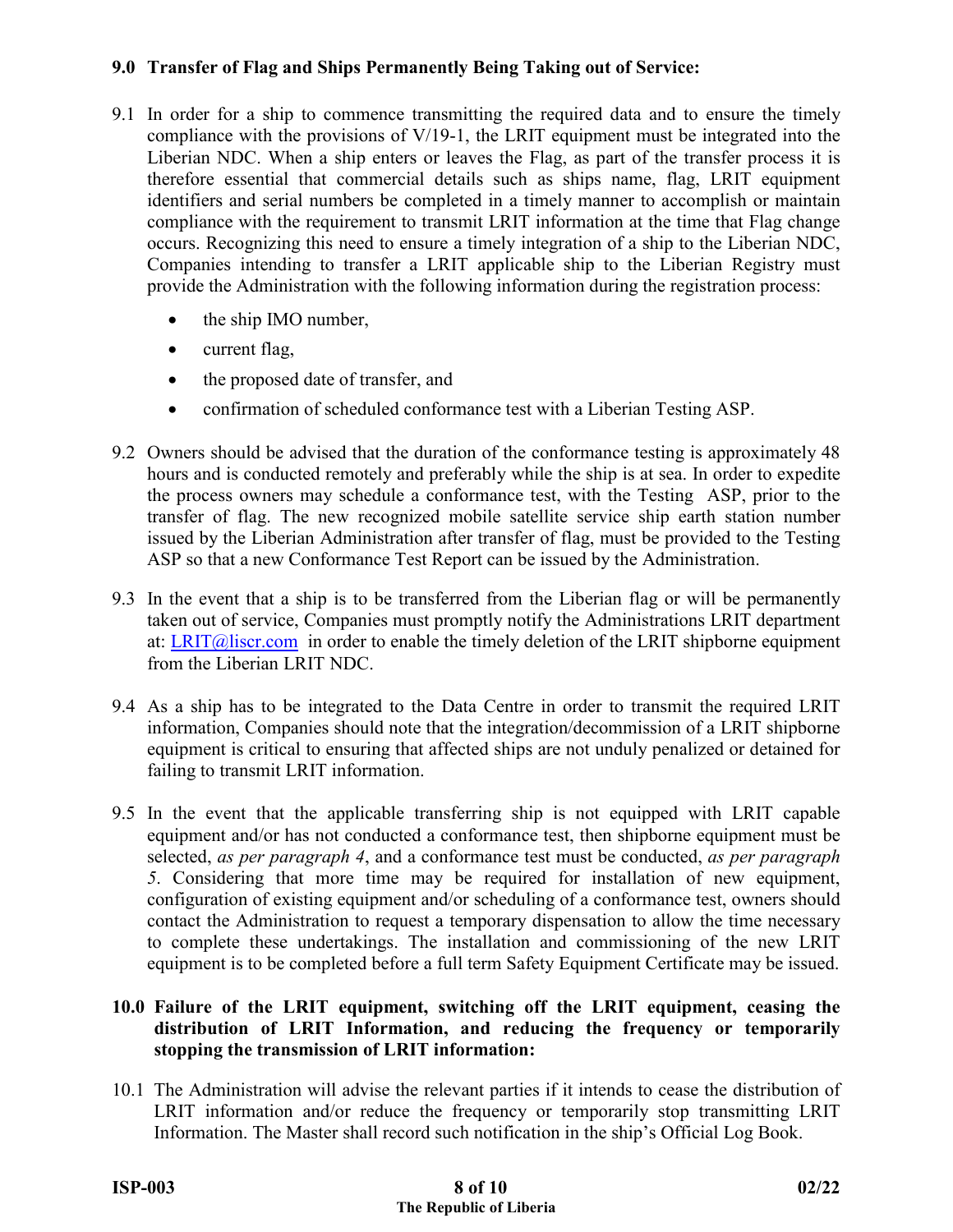### 9.0 Transfer of Flag and Ships Permanently Being Taking out of Service:

9.1 In order for a ship to commence transmitting the required data and to ensure the timely compliance with the provisions of V/19-1, the LRIT equipment must be integrated into the Liberian NDC. When a ship enters or leaves the Flag, as part of the transfer process it is therefore essential that commercial details such as ships name, flag, LRIT equipment identifiers and serial numbers be completed in a timely manner to accomplish or maintain compliance with the requirement to transmit LRIT information at the time that Flag change occurs. Recognizing this need to ensure a timely integration of a ship to the Liberian NDC, Companies intending to transfer a LRIT applicable ship to the Liberian Registry must provide the Administration with the following information during the registration process:

- the ship IMO number,
- current flag,
- the proposed date of transfer, and
- confirmation of scheduled conformance test with a Liberian Testing ASP.

9.2 Owners should be advised that the duration of the conformance testing is approximately 48 hours and is conducted remotely and preferably while the ship is at sea. In order to expedite the process owners may schedule a conformance test, with the Testing ASP, prior to the transfer of flag. The new recognized mobile satellite service ship earth station number issued by the Liberian Administration after transfer of flag, must be provided to the Testing ASP so that a new Conformance Test Report can be issued by the Administration.

9.3 In the event that a ship is to be transferred from the Liberian flag or will be permanently taken out of service, Companies must promptly notify the Administrations LRIT department at: [LRIT@liscr.com](mailto:LRIT@liscr.com) in order to enable the timely deletion of the LRIT shipborne equipment from the Liberian LRIT NDC.

9.4 As a ship has to be integrated to the Data Centre in order to transmit the required LRIT information, Companies should note that the integration/decommission of a LRIT shipborne equipment is critical to ensuring that affected ships are not unduly penalized or detained for failing to transmit LRIT information.

9.5 In the event that the applicable transferring ship is not equipped with LRIT capable equipment and/or has not conducted a conformance test, then shipborne equipment must be selected, *as per paragraph 4*, and a conformance test must be conducted, *as per paragraph 5*. Considering that more time may be required for installation of new equipment, configuration of existing equipment and/or scheduling of a conformance test, owners should contact the Administration to request a temporary dispensation to allow the time necessary to complete these undertakings. The installation and commissioning of the new LRIT equipment is to be completed before a full term Safety Equipment Certificate may be issued.

### 10.0 Failure of the LRIT equipment, switching off the LRIT equipment, ceasing the distribution of LRIT Information, and reducing the frequency or temporarily stopping the transmission of LRIT information:

10.1 The Administration will advise the relevant parties if it intends to cease the distribution of LRIT information and/or reduce the frequency or temporarily stop transmitting LRIT Information. The Master shall record such notification in the ship's Official Log Book.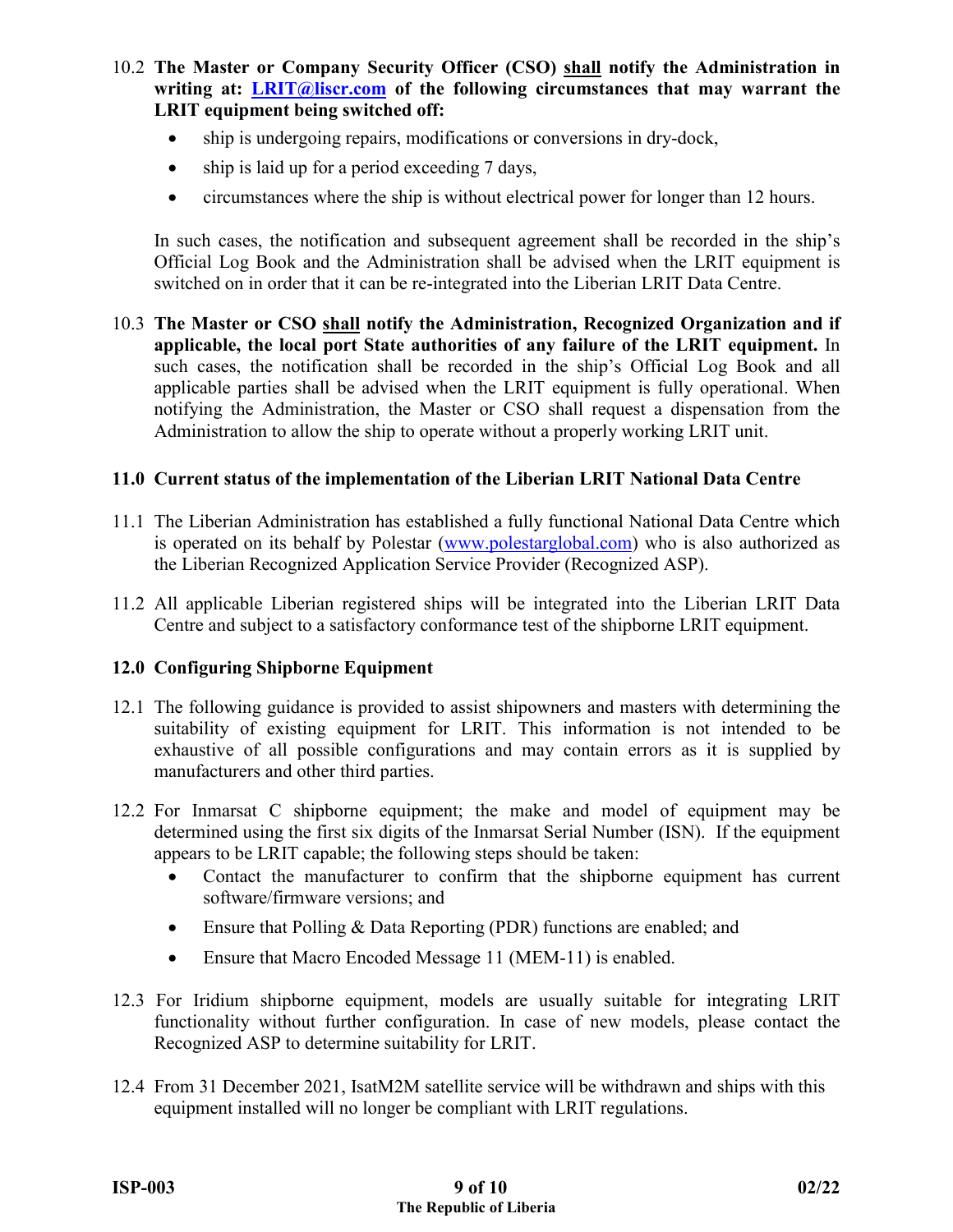10.2 **The Master or Company Security Officer (CSO) shall notify the Administration in writing at: [LRIT@liscr.com](mailto:LRIT@liscr.com) of the following circumstances that may warrant the LRIT equipment being switched off:**

- ship is undergoing repairs, modifications or conversions in dry-dock,
- ship is laid up for a period exceeding 7 days,
- circumstances where the ship is without electrical power for longer than 12 hours.

In such cases, the notification and subsequent agreement shall be recorded in the ship's Official Log Book and the Administration shall be advised when the LRIT equipment is switched on in order that it can be re-integrated into the Liberian LRIT Data Centre.

10.3 **The Master or CSO shall notify the Administration, Recognized Organization and if applicable, the local port State authorities of any failure of the LRIT equipment.** In such cases, the notification shall be recorded in the ship's Official Log Book and all applicable parties shall be advised when the LRIT equipment is fully operational. When notifying the Administration, the Master or CSO shall request a dispensation from the Administration to allow the ship to operate without a properly working LRIT unit.

## 11.0 Current status of the implementation of the Liberian LRIT National Data Centre

11.1 The Liberian Administration has established a fully functional National Data Centre which is operated on its behalf by Polestar ([www.polestarglobal.com](http://www.polestarglobal.com)) who is also authorized as the Liberian Recognized Application Service Provider (Recognized ASP).

11.2 All applicable Liberian registered ships will be integrated into the Liberian LRIT Data Centre and subject to a satisfactory conformance test of the shipborne LRIT equipment.

## 12.0 Configuring Shipborne Equipment

12.1 The following guidance is provided to assist shipowners and masters with determining the suitability of existing equipment for LRIT. This information is not intended to be exhaustive of all possible configurations and may contain errors as it is supplied by manufacturers and other third parties.

12.2 For Inmarsat C shipborne equipment; the make and model of equipment may be determined using the first six digits of the Inmarsat Serial Number (ISN). If the equipment appears to be LRIT capable; the following steps should be taken:

- Contact the manufacturer to confirm that the shipborne equipment has current software/firmware versions; and
- Ensure that Polling & Data Reporting (PDR) functions are enabled; and
- Ensure that Macro Encoded Message 11 (MEM-11) is enabled.

12.3 For Iridium shipborne equipment, models are usually suitable for integrating LRIT functionality without further configuration. In case of new models, please contact the Recognized ASP to determine suitability for LRIT.

12.4 From 31 December 2021, IsatM2M satellite service will be withdrawn and ships with this equipment installed will no longer be compliant with LRIT regulations.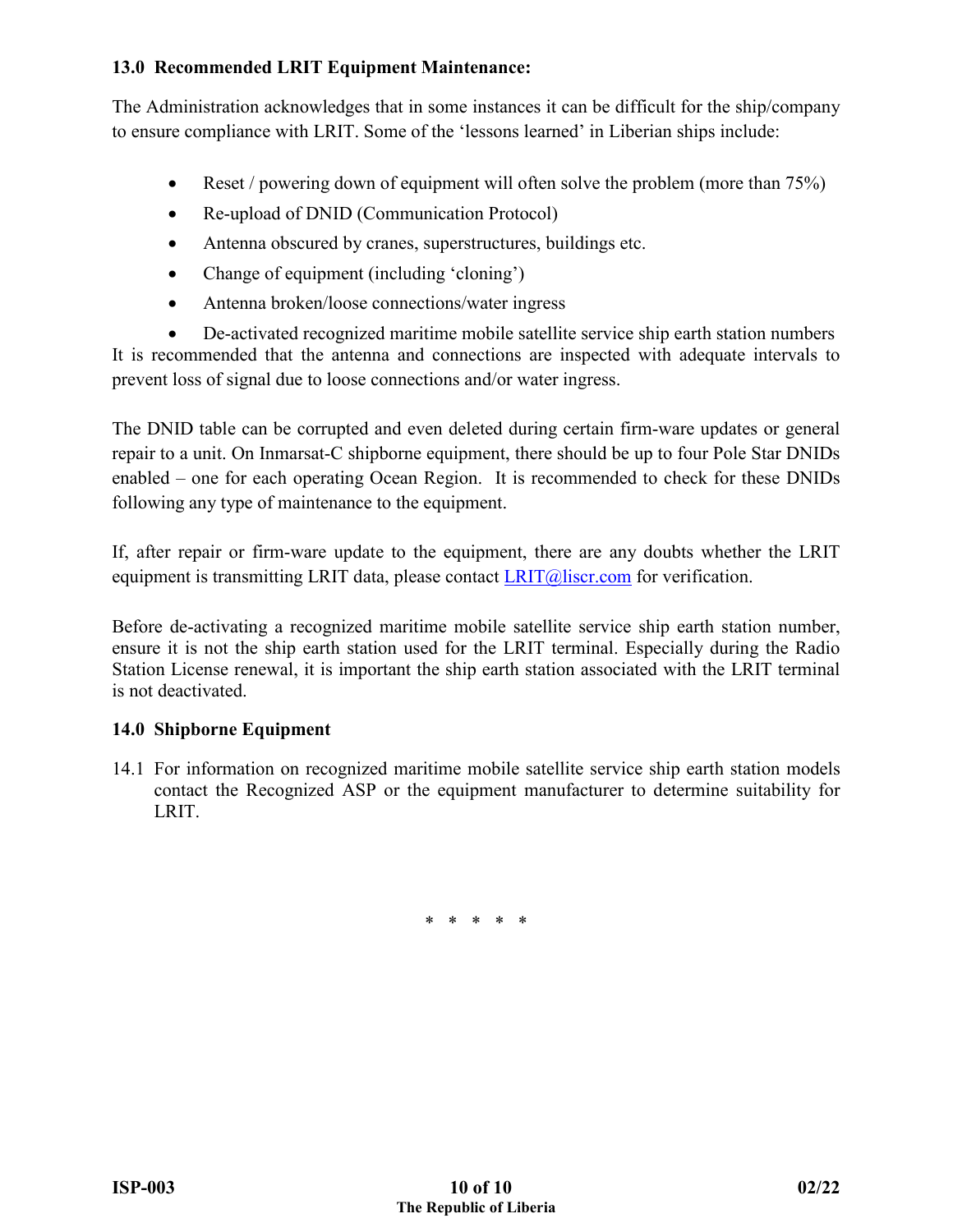### 13.0 Recommended LRIT Equipment Maintenance:

The Administration acknowledges that in some instances it can be difficult for the ship/company to ensure compliance with LRIT. Some of the 'lessons learned' in Liberian ships include:

- Reset / powering down of equipment will often solve the problem (more than 75%)
- Re-upload of DNID (Communication Protocol)
- Antenna obscured by cranes, superstructures, buildings etc.
- Change of equipment (including 'cloning')
- Antenna broken/loose connections/water ingress
- De-activated recognized maritime mobile satellite service ship earth station numbers

It is recommended that the antenna and connections are inspected with adequate intervals to prevent loss of signal due to loose connections and/or water ingress.

The DNID table can be corrupted and even deleted during certain firm-ware updates or general repair to a unit. On Inmarsat-C shipborne equipment, there should be up to four Pole Star DNIDs enabled – one for each operating Ocean Region. It is recommended to check for these DNIDs following any type of maintenance to the equipment.

If, after repair or firm-ware update to the equipment, there are any doubts whether the LRIT equipment is transmitting LRIT data, please contact [LRIT@liscr.com](mailto:LRIT@liscr.com) for verification.

Before de-activating a recognized maritime mobile satellite service ship earth station number, ensure it is not the ship earth station used for the LRIT terminal. Especially during the Radio Station License renewal, it is important the ship earth station associated with the LRIT terminal is not deactivated.

### 14.0 Shipborne Equipment

14.1 For information on recognized maritime mobile satellite service ship earth station models contact the Recognized ASP or the equipment manufacturer to determine suitability for LRIT.

\* \* \* \* \*